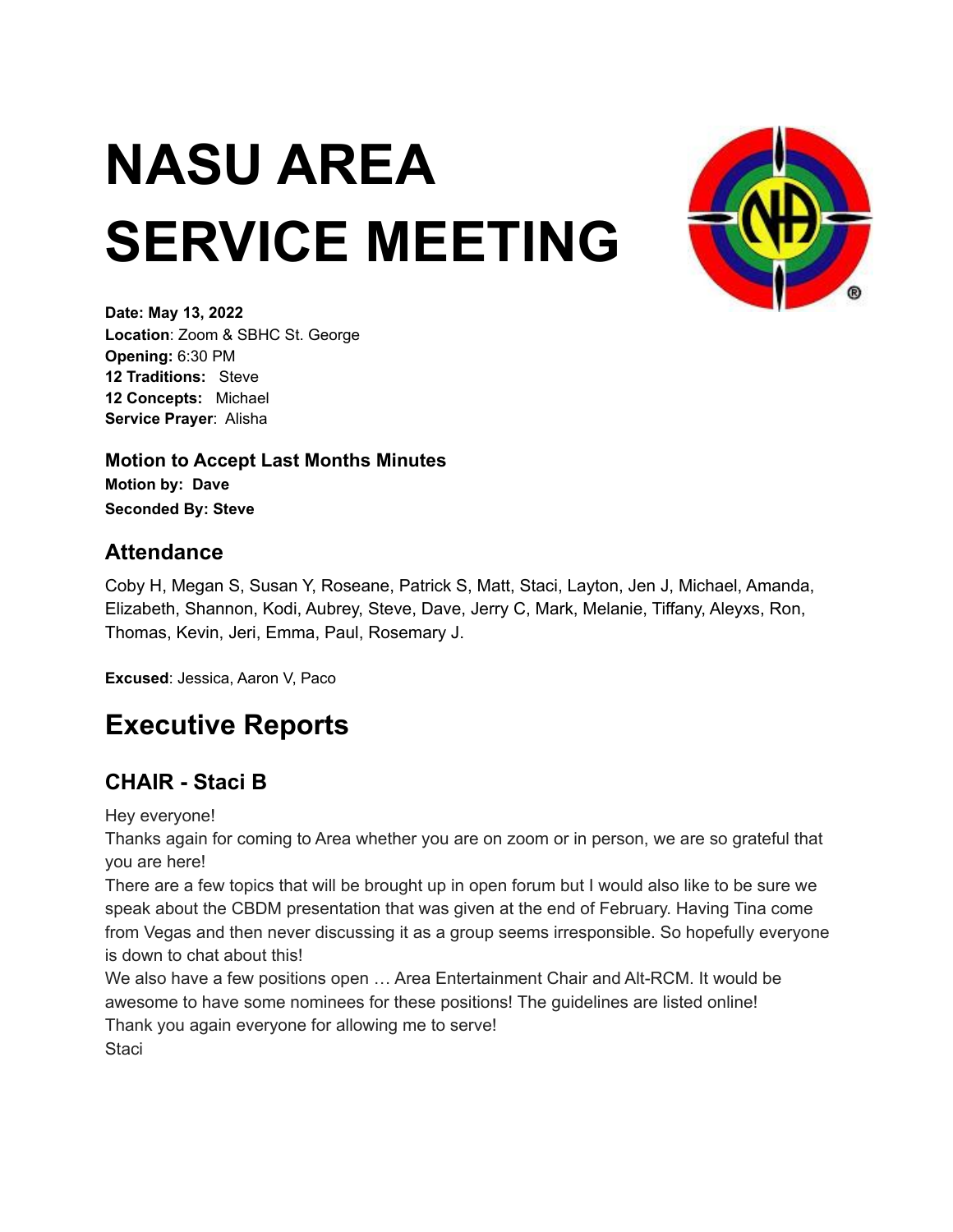# NASU AREA SERVICE MEETING

**Date: May 13, 2022**
**Location**: Zoom & SBHC St. George
**Opening:** 6:30 PM
**12 Traditions:** Steve
**12 Concepts:** Michael
**Service Prayer**: Alisha

### Motion to Accept Last Months Minutes

**Motion by: Dave**
**Seconded By: Steve**

### Attendance

Coby H, Megan S, Susan Y, Roseane, Patrick S, Matt, Staci, Layton, Jen J, Michael, Amanda, Elizabeth, Shannon, Kodi, Aubrey, Steve, Dave, Jerry C, Mark, Melanie, Tiffany, Aleyxs, Ron, Thomas, Kevin, Jeri, Emma, Paul, Rosemary J.

**Excused**: Jessica, Aaron V, Paco

## Executive Reports

### CHAIR - Staci B

Hey everyone!
Thanks again for coming to Area whether you are on zoom or in person, we are so grateful that you are here!
There are a few topics that will be brought up in open forum but I would also like to be sure we speak about the CBDM presentation that was given at the end of February. Having Tina come from Vegas and then never discussing it as a group seems irresponsible. So hopefully everyone is down to chat about this!
We also have a few positions open … Area Entertainment Chair and Alt-RCM. It would be awesome to have some nominees for these positions! The guidelines are listed online!
Thank you again everyone for allowing me to serve!
Staci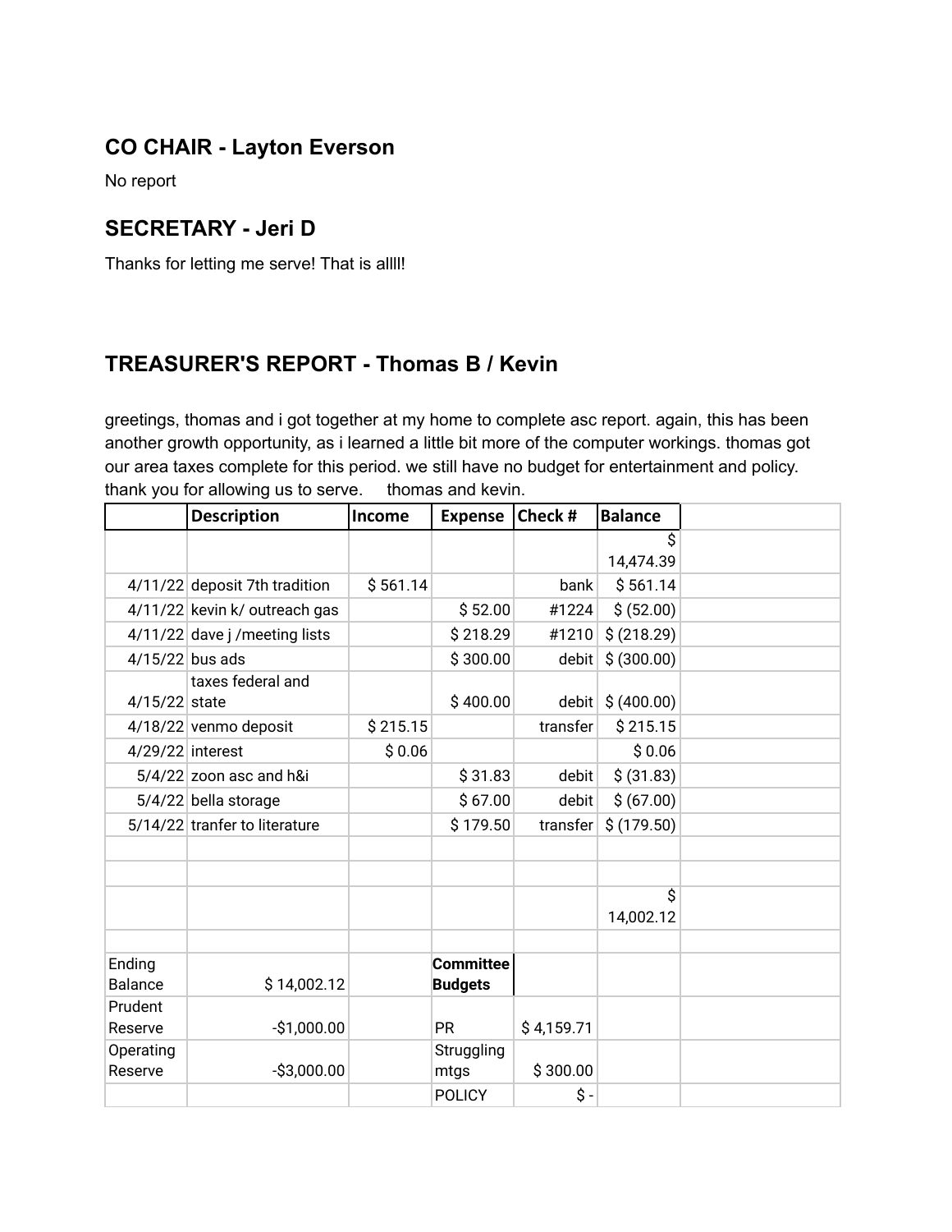## CO CHAIR - Layton Everson

No report

## SECRETARY - Jeri D

Thanks for letting me serve! That is allll!

## TREASURER'S REPORT - Thomas B / Kevin

greetings, thomas and i got together at my home to complete asc report. again, this has been another growth opportunity, as i learned a little bit more of the computer workings. thomas got our area taxes complete for this period. we still have no budget for entertainment and policy. thank you for allowing us to serve.     thomas and kevin.

| | Description | Income | Expense | Check # | Balance | |
|---|---|---|---|---|---|---|
| | | | | | $ 14,474.39 | |
| 4/11/22 | deposit 7th tradition | $ 561.14 | | bank | $ 561.14 | |
| 4/11/22 | kevin k/ outreach gas | | $ 52.00 | #1224 | $ (52.00) | |
| 4/11/22 | dave j /meeting lists | | $ 218.29 | #1210 | $ (218.29) | |
| 4/15/22 | bus ads | | $ 300.00 | debit | $ (300.00) | |
| 4/15/22 | taxes federal and state | | $ 400.00 | debit | $ (400.00) | |
| 4/18/22 | venmo deposit | $ 215.15 | | transfer | $ 215.15 | |
| 4/29/22 | interest | $ 0.06 | | | $ 0.06 | |
| 5/4/22 | zoon asc and h&i | | $ 31.83 | debit | $ (31.83) | |
| 5/4/22 | bella storage | | $ 67.00 | debit | $ (67.00) | |
| 5/14/22 | tranfer to literature | | $ 179.50 | transfer | $ (179.50) | |
| | | | | | | |
| | | | | | | |
| | | | | | $ 14,002.12 | |
| | | | | | | |
| Ending Balance | $ 14,002.12 | | **Committee Budgets** | | | |
| Prudent Reserve | -$1,000.00 | | PR | $ 4,159.71 | | |
| Operating Reserve | -$3,000.00 | | Struggling mtgs | $ 300.00 | | |
| | | | POLICY | $ - | | |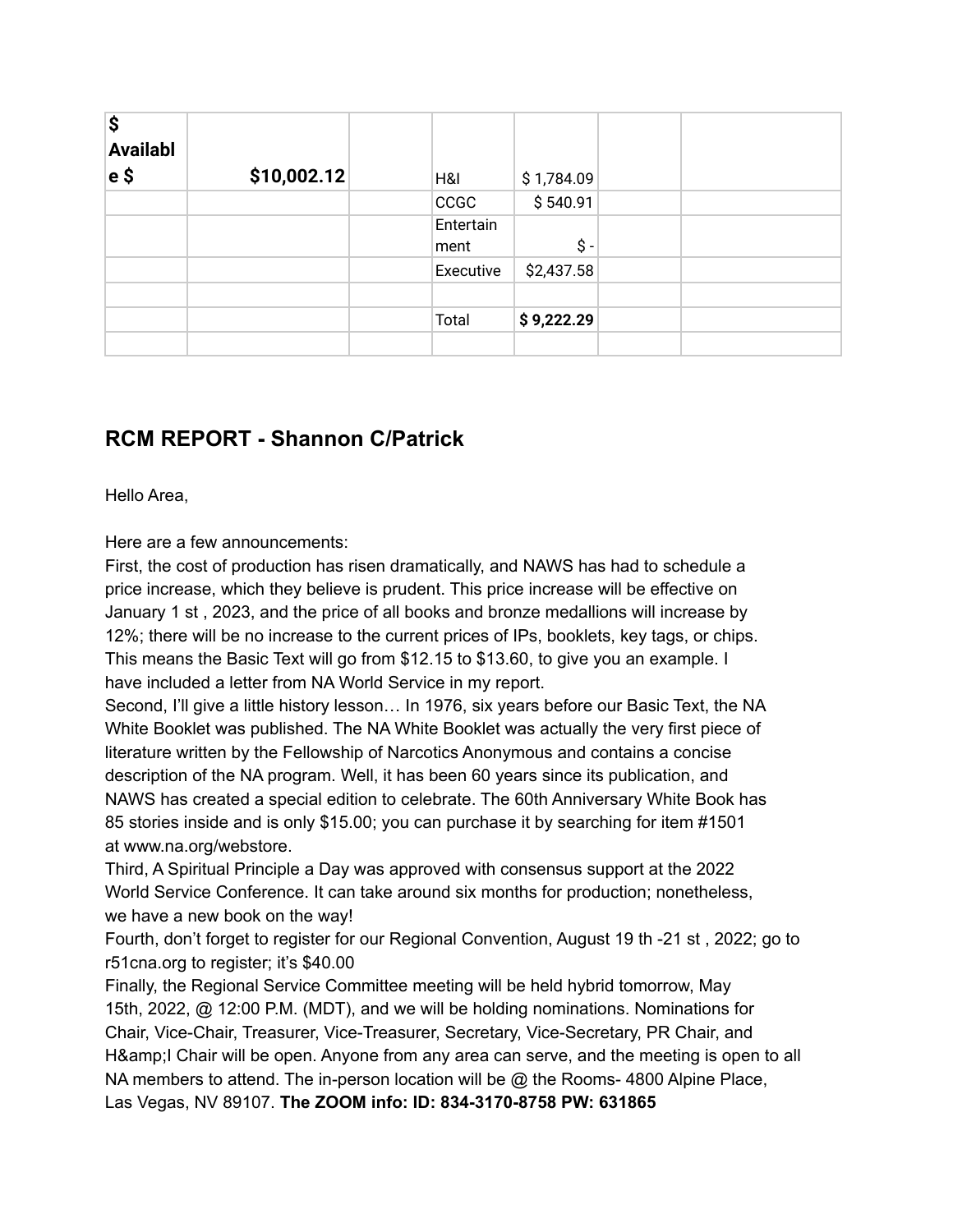| $ Available $ | $10,002.12 | | H&I | $ 1,784.09 | | |
|---|---|---|---|---|---|---|
| | | | CCGC | $ 540.91 | | |
| | | | Entertainment | $ - | | |
| | | | Executive | $2,437.58 | | |
| | | | | | | |
| | | | Total | **$ 9,222.29** | | |
| | | | | | | |

## RCM REPORT - Shannon C/Patrick

Hello Area,

Here are a few announcements:
First, the cost of production has risen dramatically, and NAWS has had to schedule a price increase, which they believe is prudent. This price increase will be effective on January 1 st , 2023, and the price of all books and bronze medallions will increase by 12%; there will be no increase to the current prices of IPs, booklets, key tags, or chips. This means the Basic Text will go from $12.15 to $13.60, to give you an example. I have included a letter from NA World Service in my report.
Second, I'll give a little history lesson… In 1976, six years before our Basic Text, the NA White Booklet was published. The NA White Booklet was actually the very first piece of literature written by the Fellowship of Narcotics Anonymous and contains a concise description of the NA program. Well, it has been 60 years since its publication, and NAWS has created a special edition to celebrate. The 60th Anniversary White Book has 85 stories inside and is only $15.00; you can purchase it by searching for item #1501 at www.na.org/webstore.
Third, A Spiritual Principle a Day was approved with consensus support at the 2022 World Service Conference. It can take around six months for production; nonetheless, we have a new book on the way!
Fourth, don't forget to register for our Regional Convention, August 19 th -21 st , 2022; go to r51cna.org to register; it's $40.00
Finally, the Regional Service Committee meeting will be held hybrid tomorrow, May 15th, 2022, @ 12:00 P.M. (MDT), and we will be holding nominations. Nominations for Chair, Vice-Chair, Treasurer, Vice-Treasurer, Secretary, Vice-Secretary, PR Chair, and H&amp;I Chair will be open. Anyone from any area can serve, and the meeting is open to all NA members to attend. The in-person location will be @ the Rooms- 4800 Alpine Place, Las Vegas, NV 89107. **The ZOOM info: ID: 834-3170-8758 PW: 631865**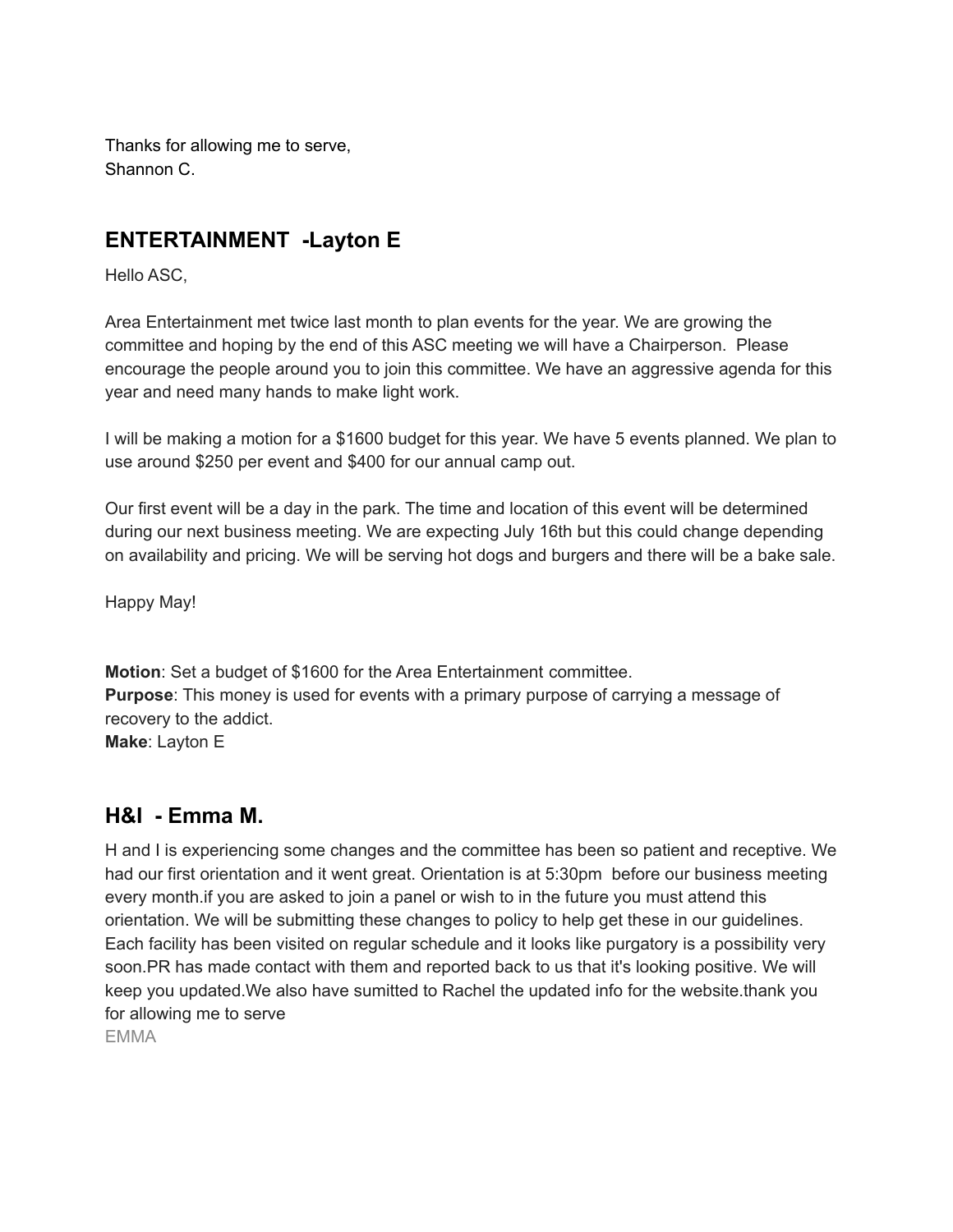Thanks for allowing me to serve,
Shannon C.

## ENTERTAINMENT -Layton E

Hello ASC,

Area Entertainment met twice last month to plan events for the year. We are growing the committee and hoping by the end of this ASC meeting we will have a Chairperson. Please encourage the people around you to join this committee. We have an aggressive agenda for this year and need many hands to make light work.

I will be making a motion for a $1600 budget for this year. We have 5 events planned. We plan to use around $250 per event and $400 for our annual camp out.

Our first event will be a day in the park. The time and location of this event will be determined during our next business meeting. We are expecting July 16th but this could change depending on availability and pricing. We will be serving hot dogs and burgers and there will be a bake sale.

Happy May!

**Motion**: Set a budget of $1600 for the Area Entertainment committee.
**Purpose**: This money is used for events with a primary purpose of carrying a message of recovery to the addict.
**Make**: Layton E

## H&I - Emma M.

H and I is experiencing some changes and the committee has been so patient and receptive. We had our first orientation and it went great. Orientation is at 5:30pm before our business meeting every month.if you are asked to join a panel or wish to in the future you must attend this orientation. We will be submitting these changes to policy to help get these in our guidelines. Each facility has been visited on regular schedule and it looks like purgatory is a possibility very soon.PR has made contact with them and reported back to us that it's looking positive. We will keep you updated.We also have sumitted to Rachel the updated info for the website.thank you for allowing me to serve
EMMA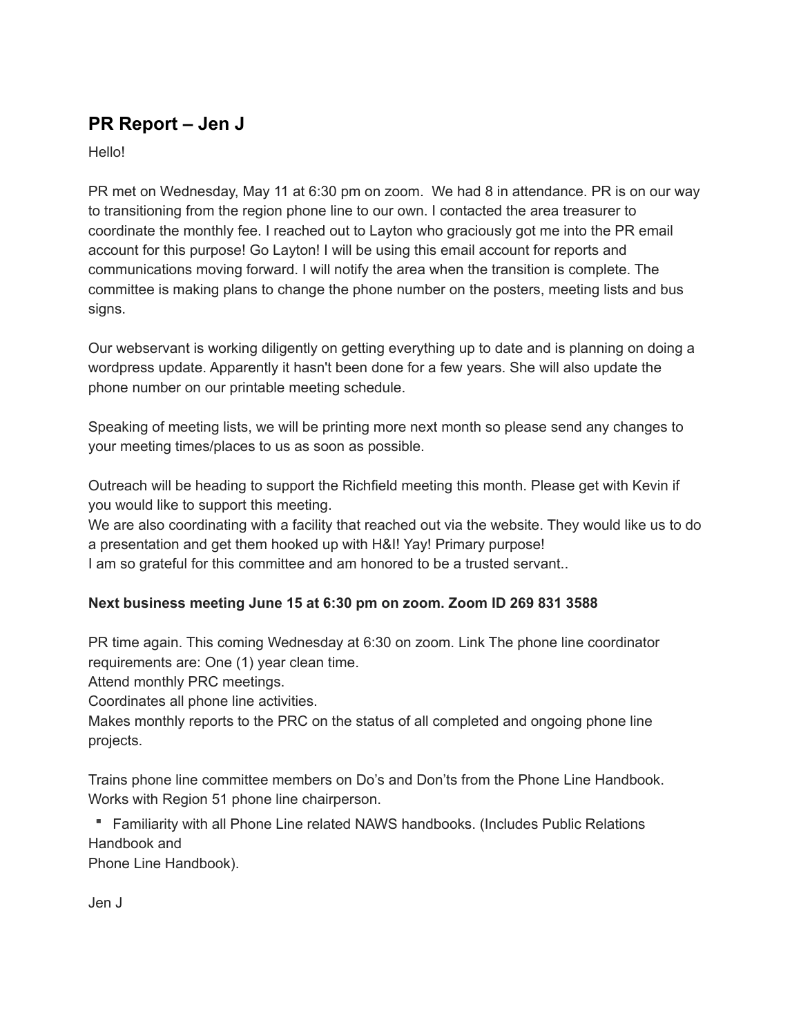## PR Report – Jen J

Hello!

PR met on Wednesday, May 11 at 6:30 pm on zoom. We had 8 in attendance. PR is on our way to transitioning from the region phone line to our own. I contacted the area treasurer to coordinate the monthly fee. I reached out to Layton who graciously got me into the PR email account for this purpose! Go Layton! I will be using this email account for reports and communications moving forward. I will notify the area when the transition is complete. The committee is making plans to change the phone number on the posters, meeting lists and bus signs.

Our webservant is working diligently on getting everything up to date and is planning on doing a wordpress update. Apparently it hasn't been done for a few years. She will also update the phone number on our printable meeting schedule.

Speaking of meeting lists, we will be printing more next month so please send any changes to your meeting times/places to us as soon as possible.

Outreach will be heading to support the Richfield meeting this month. Please get with Kevin if you would like to support this meeting.
We are also coordinating with a facility that reached out via the website. They would like us to do a presentation and get them hooked up with H&I! Yay! Primary purpose!
I am so grateful for this committee and am honored to be a trusted servant..

**Next business meeting June 15 at 6:30 pm on zoom. Zoom ID 269 831 3588**

PR time again. This coming Wednesday at 6:30 on zoom. Link The phone line coordinator requirements are: One (1) year clean time.
Attend monthly PRC meetings.
Coordinates all phone line activities.
Makes monthly reports to the PRC on the status of all completed and ongoing phone line projects.

Trains phone line committee members on Do's and Don'ts from the Phone Line Handbook.
Works with Region 51 phone line chairperson.

- Familiarity with all Phone Line related NAWS handbooks. (Includes Public Relations Handbook and
Phone Line Handbook).

Jen J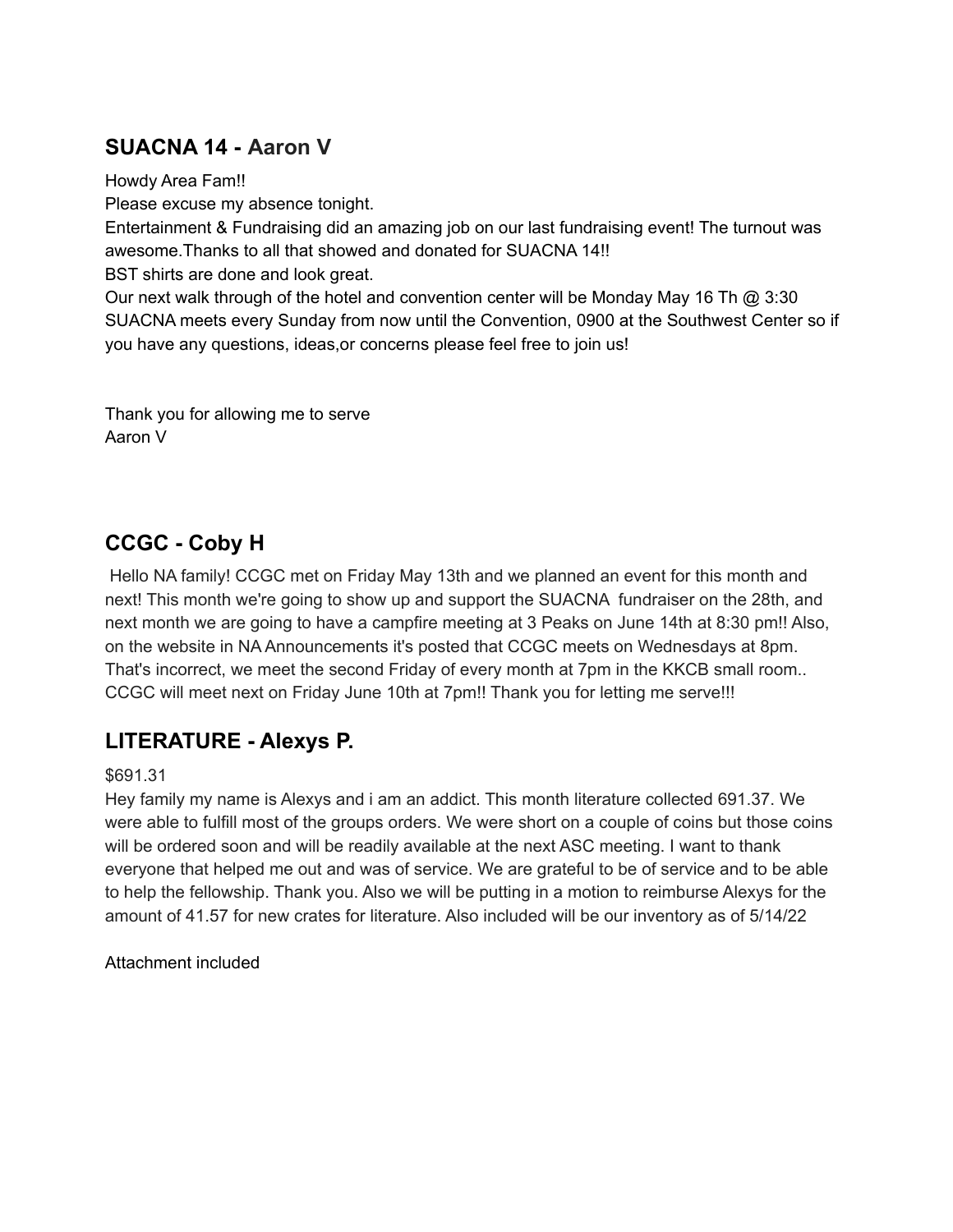## SUACNA 14 - Aaron V

Howdy Area Fam!!
Please excuse my absence tonight.
Entertainment & Fundraising did an amazing job on our last fundraising event! The turnout was awesome.Thanks to all that showed and donated for SUACNA 14!!
BST shirts are done and look great.
Our next walk through of the hotel and convention center will be Monday May 16 Th @ 3:30
SUACNA meets every Sunday from now until the Convention, 0900 at the Southwest Center so if you have any questions, ideas,or concerns please feel free to join us!

Thank you for allowing me to serve
Aaron V

## CCGC - Coby H

Hello NA family! CCGC met on Friday May 13th and we planned an event for this month and next! This month we're going to show up and support the SUACNA fundraiser on the 28th, and next month we are going to have a campfire meeting at 3 Peaks on June 14th at 8:30 pm!! Also, on the website in NA Announcements it's posted that CCGC meets on Wednesdays at 8pm. That's incorrect, we meet the second Friday of every month at 7pm in the KKCB small room.. CCGC will meet next on Friday June 10th at 7pm!! Thank you for letting me serve!!!

## LITERATURE - Alexys P.

$691.31
Hey family my name is Alexys and i am an addict. This month literature collected 691.37. We were able to fulfill most of the groups orders. We were short on a couple of coins but those coins will be ordered soon and will be readily available at the next ASC meeting. I want to thank everyone that helped me out and was of service. We are grateful to be of service and to be able to help the fellowship. Thank you. Also we will be putting in a motion to reimburse Alexys for the amount of 41.57 for new crates for literature. Also included will be our inventory as of 5/14/22

Attachment included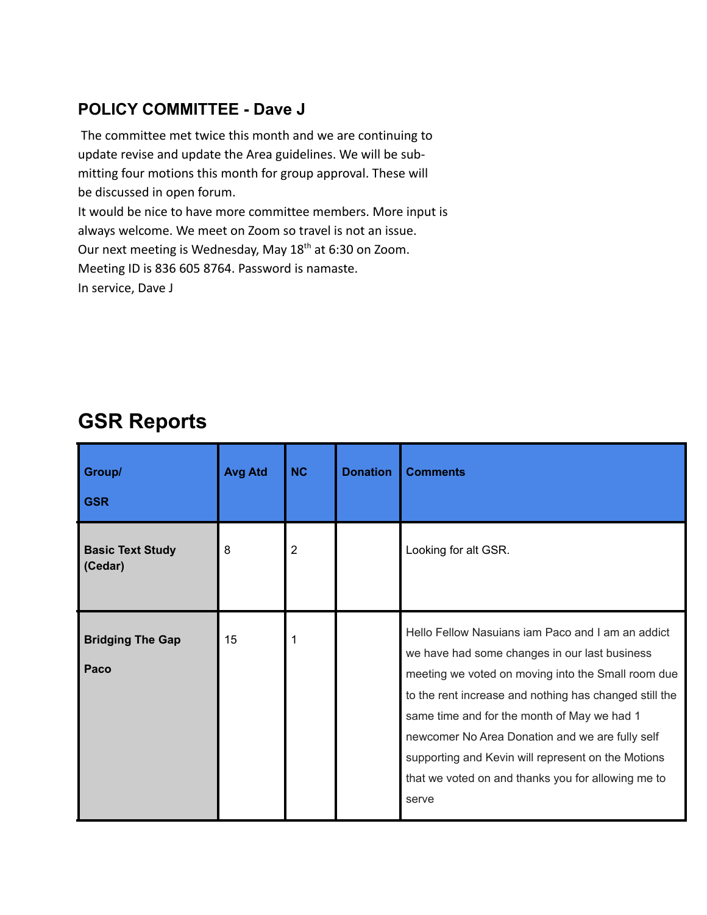### POLICY COMMITTEE - Dave J

The committee met twice this month and we are continuing to update revise and update the Area guidelines. We will be submitting four motions this month for group approval. These will be discussed in open forum.

It would be nice to have more committee members. More input is always welcome. We meet on Zoom so travel is not an issue.

Our next meeting is Wednesday, May 18th at 6:30 on Zoom.

Meeting ID is 836 605 8764. Password is namaste.

In service, Dave J

## GSR Reports

| Group/ GSR | Avg Atd | NC | Donation | Comments |
|---|---|---|---|---|
| **Basic Text Study (Cedar)** | 8 | 2 | | Looking for alt GSR. |
| **Bridging The Gap** **Paco** | 15 | 1 | | Hello Fellow Nasuians iam Paco and I am an addict we have had some changes in our last business meeting we voted on moving into the Small room due to the rent increase and nothing has changed still the same time and for the month of May we had 1 newcomer No Area Donation and we are fully self supporting and Kevin will represent on the Motions that we voted on and thanks you for allowing me to serve |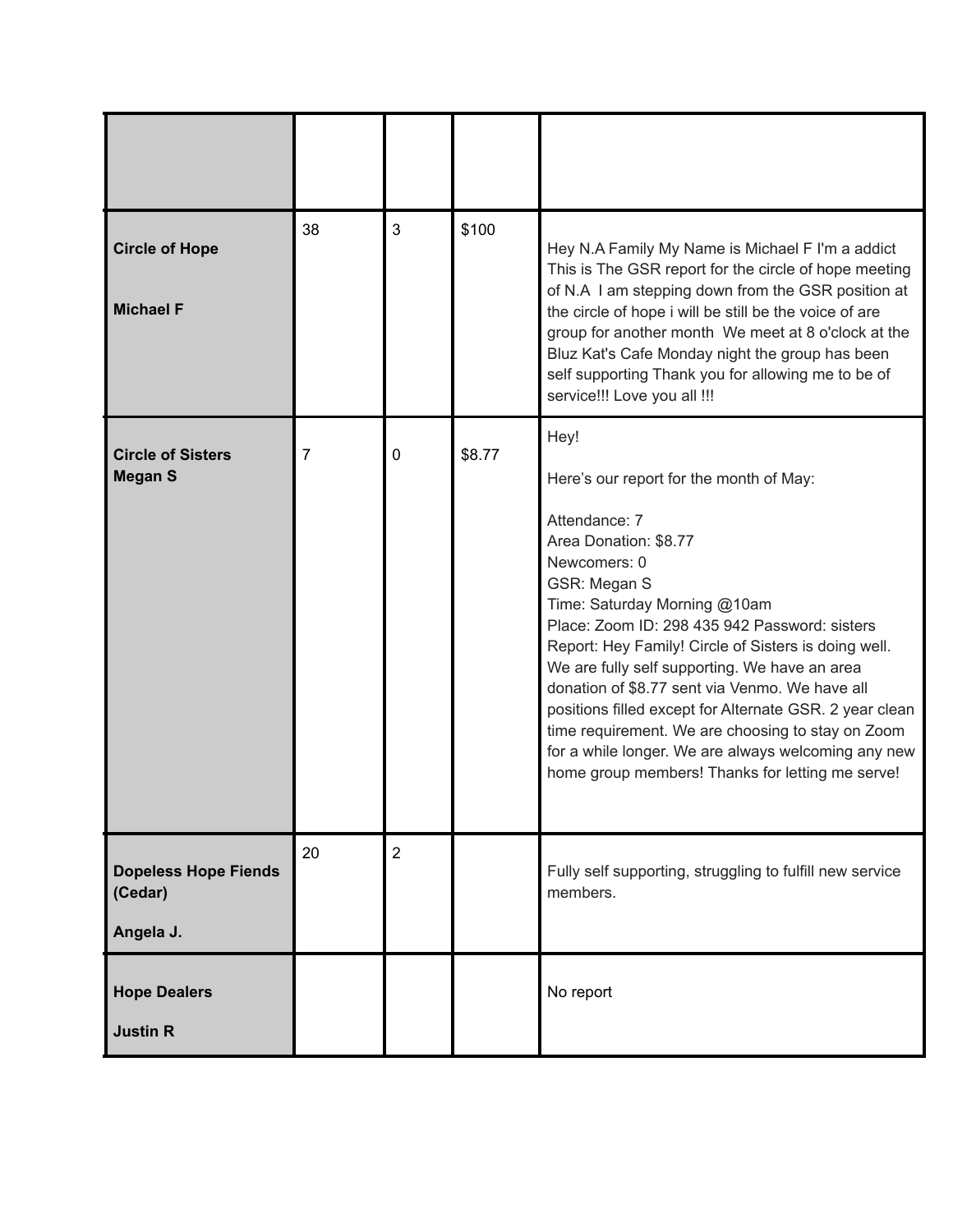| | | | | |
|---|---|---|---|---|
| **Circle of Hope**<br><br>**Michael F** | 38 | 3 | $100 | Hey N.A Family My Name is Michael F I'm a addict This is The GSR report for the circle of hope meeting of N.A I am stepping down from the GSR position at the circle of hope i will be still be the voice of are group for another month We meet at 8 o'clock at the Bluz Kat's Cafe Monday night the group has been self supporting Thank you for allowing me to be of service!!! Love you all !!! |
| **Circle of Sisters**<br>**Megan S** | 7 | 0 | $8.77 | Hey!<br><br>Here's our report for the month of May:<br><br>Attendance: 7<br>Area Donation: $8.77<br>Newcomers: 0<br>GSR: Megan S<br>Time: Saturday Morning @10am<br>Place: Zoom ID: 298 435 942 Password: sisters<br>Report: Hey Family! Circle of Sisters is doing well. We are fully self supporting. We have an area donation of $8.77 sent via Venmo. We have all positions filled except for Alternate GSR. 2 year clean time requirement. We are choosing to stay on Zoom for a while longer. We are always welcoming any new home group members! Thanks for letting me serve! |
| **Dopeless Hope Fiends (Cedar)**<br><br>**Angela J.** | 20 | 2 | | Fully self supporting, struggling to fulfill new service members. |
| **Hope Dealers**<br><br>**Justin R** | | | | No report |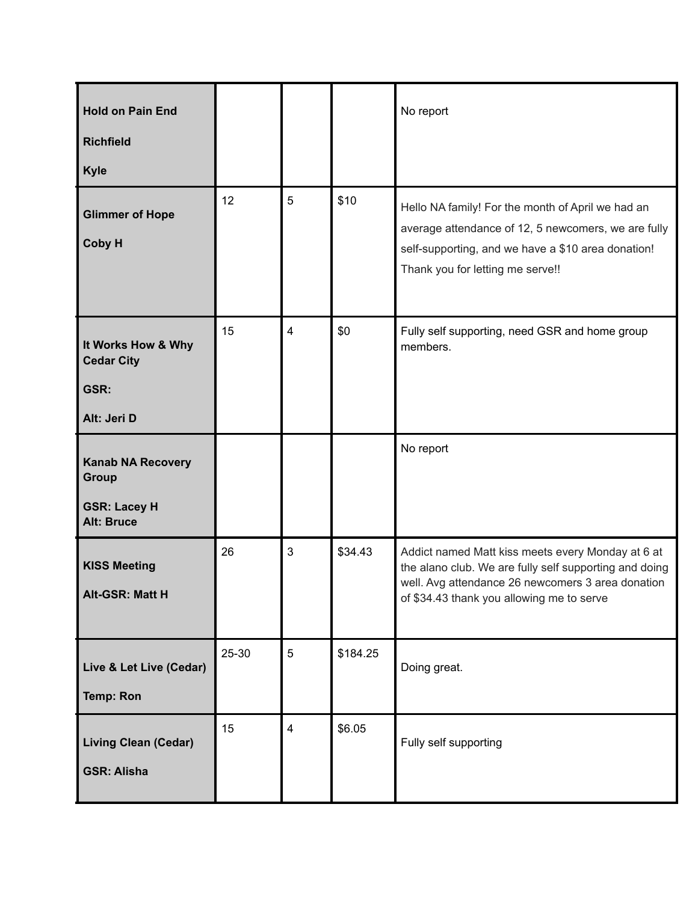| | | | | |
|---|---|---|---|---|
| **Hold on Pain End**<br><br>**Richfield**<br><br>**Kyle** | | | | No report |
| **Glimmer of Hope**<br><br>**Coby H** | 12 | 5 | $10 | Hello NA family! For the month of April we had an average attendance of 12, 5 newcomers, we are fully self-supporting, and we have a $10 area donation! Thank you for letting me serve!! |
| **It Works How & Why Cedar City**<br><br>**GSR:**<br><br>**Alt: Jeri D** | 15 | 4 | $0 | Fully self supporting, need GSR and home group members. |
| **Kanab NA Recovery Group**<br><br>**GSR: Lacey H**<br>**Alt: Bruce** | | | | No report |
| **KISS Meeting**<br><br>**Alt-GSR: Matt H** | 26 | 3 | $34.43 | Addict named Matt kiss meets every Monday at 6 at the alano club. We are fully self supporting and doing well. Avg attendance 26 newcomers 3 area donation of $34.43 thank you allowing me to serve |
| **Live & Let Live (Cedar)**<br><br>**Temp: Ron** | 25-30 | 5 | $184.25 | Doing great. |
| **Living Clean (Cedar)**<br><br>**GSR: Alisha** | 15 | 4 | $6.05 | Fully self supporting |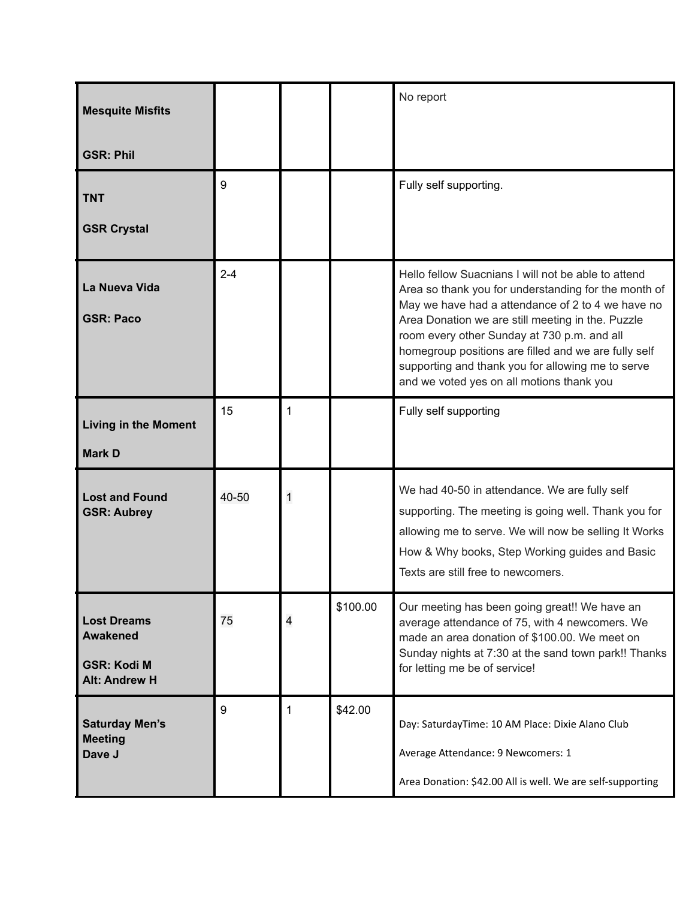| | | | | |
|---|---|---|---|---|
| **Mesquite Misfits**<br><br>**GSR: Phil** | | | | No report |
| **TNT**<br><br>**GSR Crystal** | 9 | | | Fully self supporting. |
| **La Nueva Vida**<br><br>**GSR: Paco** | 2-4 | | | Hello fellow Suacnians I will not be able to attend Area so thank you for understanding for the month of May we have had a attendance of 2 to 4 we have no Area Donation we are still meeting in the. Puzzle room every other Sunday at 730 p.m. and all homegroup positions are filled and we are fully self supporting and thank you for allowing me to serve and we voted yes on all motions thank you |
| **Living in the Moment**<br><br>**Mark D** | 15 | 1 | | Fully self supporting |
| **Lost and Found**<br>**GSR: Aubrey** | 40-50 | 1 | | We had 40-50 in attendance. We are fully self supporting. The meeting is going well. Thank you for allowing me to serve. We will now be selling It Works How & Why books, Step Working guides and Basic Texts are still free to newcomers. |
| **Lost Dreams Awakened**<br><br>**GSR: Kodi M**<br>**Alt: Andrew H** | 75 | 4 | $100.00 | Our meeting has been going great!! We have an average attendance of 75, with 4 newcomers. We made an area donation of $100.00. We meet on Sunday nights at 7:30 at the sand town park!! Thanks for letting me be of service! |
| **Saturday Men's Meeting**<br>**Dave J** | 9 | 1 | $42.00 | Day: SaturdayTime: 10 AM Place: Dixie Alano Club<br><br>Average Attendance: 9 Newcomers: 1<br><br>Area Donation: $42.00 All is well. We are self-supporting |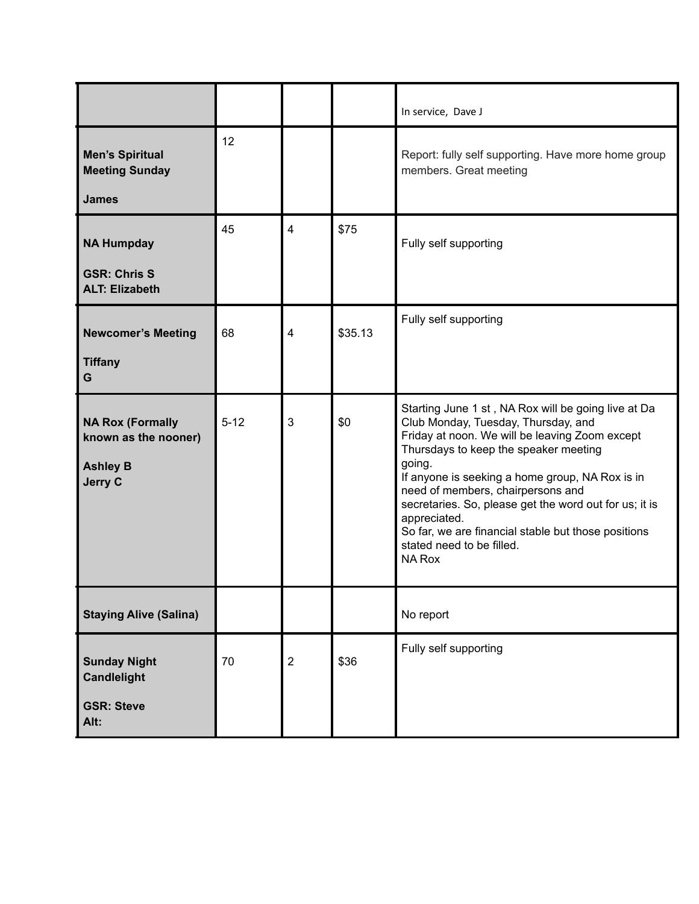| | | | | |
|---|---|---|---|---|
| | | | | In service, Dave J |
| **Men's Spiritual Meeting Sunday**<br><br>**James** | 12 | | | Report: fully self supporting. Have more home group members. Great meeting |
| **NA Humpday**<br><br>**GSR: Chris S**<br>**ALT: Elizabeth** | 45 | 4 | $75 | Fully self supporting |
| **Newcomer's Meeting**<br><br>**Tiffany G** | 68 | 4 | $35.13 | Fully self supporting |
| **NA Rox (Formally known as the nooner)**<br><br>**Ashley B**<br>**Jerry C** | 5-12 | 3 | $0 | Starting June 1 st , NA Rox will be going live at Da Club Monday, Tuesday, Thursday, and Friday at noon. We will be leaving Zoom except Thursdays to keep the speaker meeting going.<br>If anyone is seeking a home group, NA Rox is in need of members, chairpersons and secretaries. So, please get the word out for us; it is appreciated.<br>So far, we are financial stable but those positions stated need to be filled.<br>NA Rox |
| **Staying Alive (Salina)** | | | | No report |
| **Sunday Night Candlelight**<br><br>**GSR: Steve**<br>**Alt:** | 70 | 2 | $36 | Fully self supporting |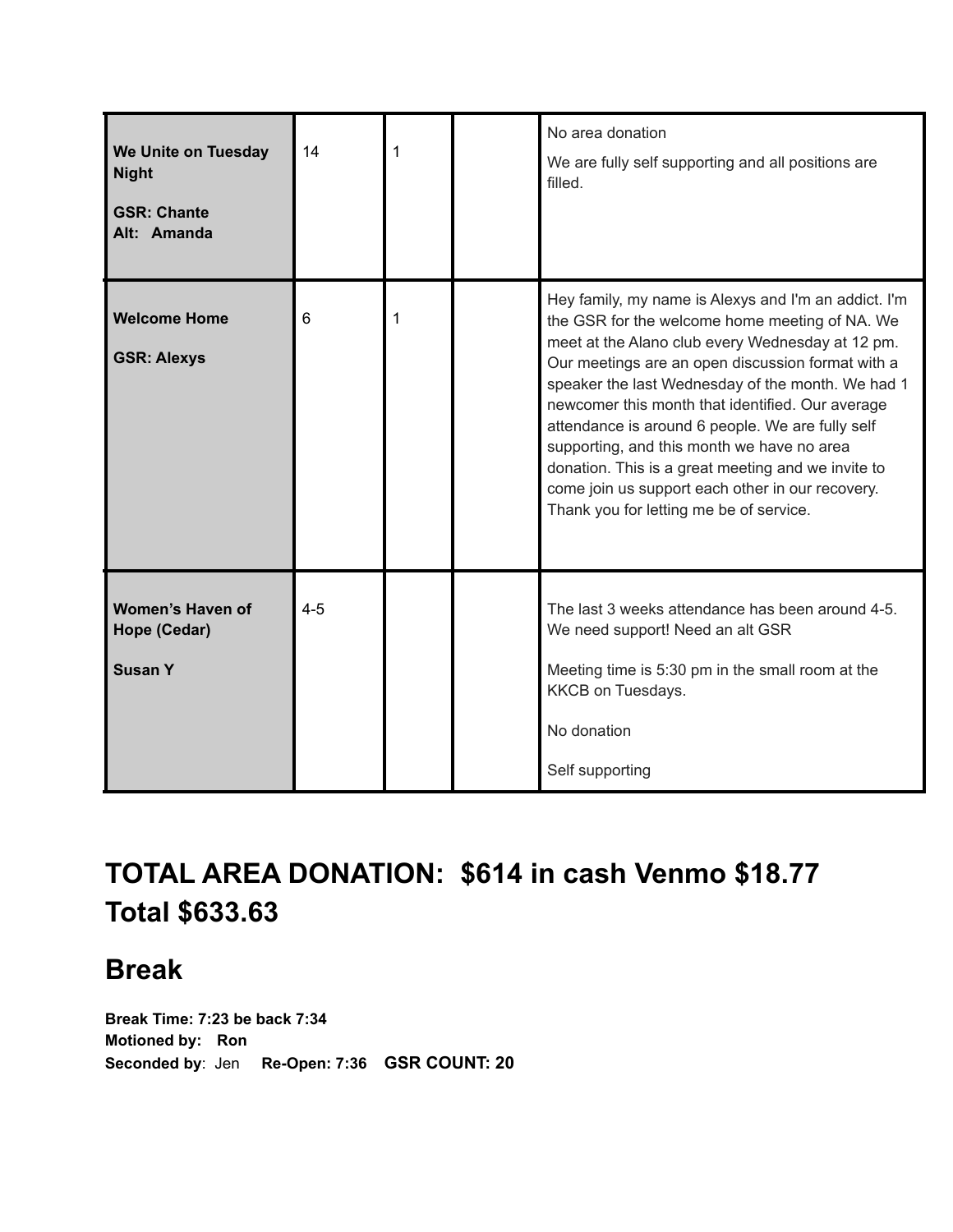| | | | | |
|---|---|---|---|---|
| **We Unite on Tuesday Night**<br><br>**GSR: Chante**<br>**Alt: Amanda** | 14 | 1 | | No area donation<br><br>We are fully self supporting and all positions are filled. |
| **Welcome Home**<br><br>**GSR: Alexys** | 6 | 1 | | Hey family, my name is Alexys and I'm an addict. I'm the GSR for the welcome home meeting of NA. We meet at the Alano club every Wednesday at 12 pm. Our meetings are an open discussion format with a speaker the last Wednesday of the month. We had 1 newcomer this month that identified. Our average attendance is around 6 people. We are fully self supporting, and this month we have no area donation. This is a great meeting and we invite to come join us support each other in our recovery. Thank you for letting me be of service. |
| **Women's Haven of Hope (Cedar)**<br><br>**Susan Y** | 4-5 | | | The last 3 weeks attendance has been around 4-5. We need support! Need an alt GSR<br><br>Meeting time is 5:30 pm in the small room at the KKCB on Tuesdays.<br><br>No donation<br><br>Self supporting |

# TOTAL AREA DONATION: $614 in cash Venmo $18.77 Total $633.63

## Break

**Break Time: 7:23 be back 7:34**
**Motioned by: Ron**
**Seconded by**: Jen **Re-Open: 7:36 GSR COUNT: 20**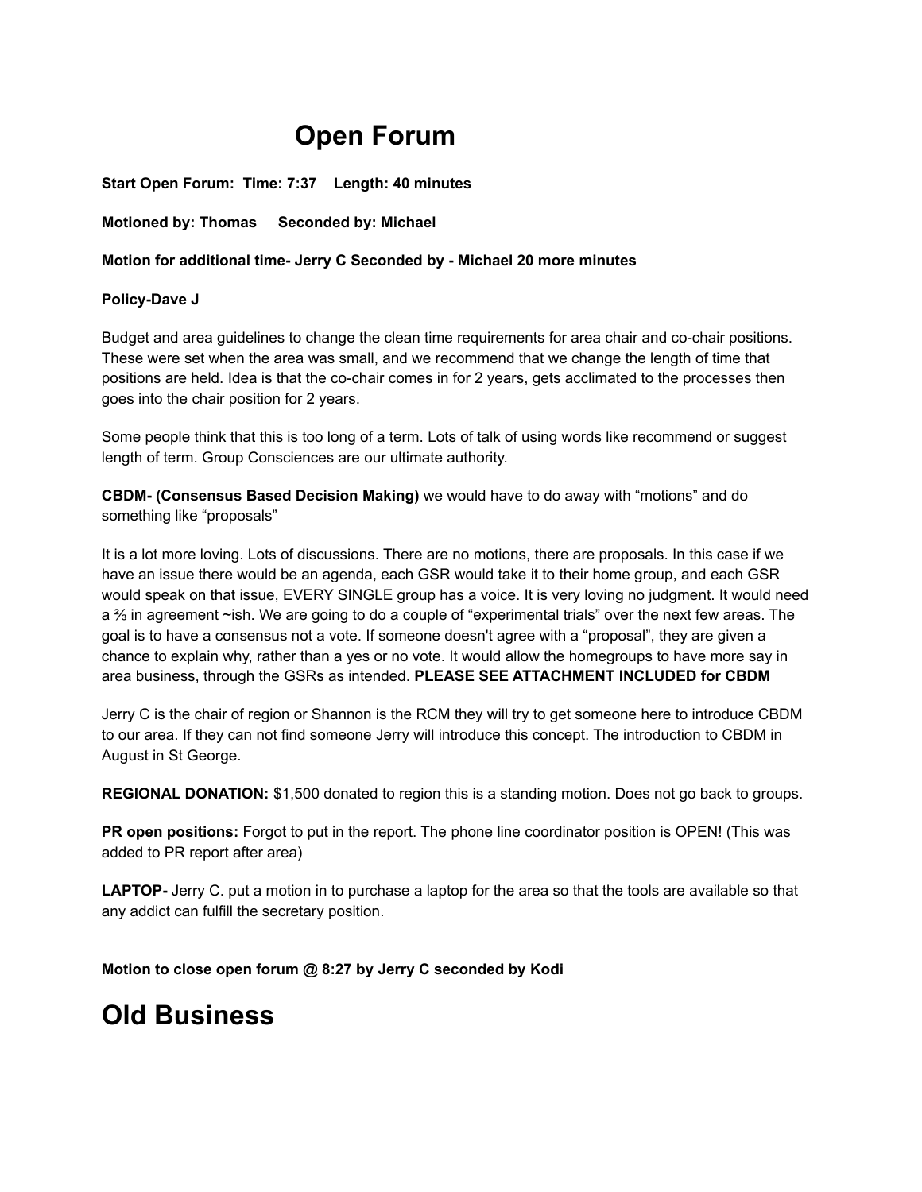# Open Forum

**Start Open Forum: Time: 7:37 Length: 40 minutes**

**Motioned by: Thomas Seconded by: Michael**

**Motion for additional time- Jerry C Seconded by - Michael 20 more minutes**

**Policy-Dave J**

Budget and area guidelines to change the clean time requirements for area chair and co-chair positions. These were set when the area was small, and we recommend that we change the length of time that positions are held. Idea is that the co-chair comes in for 2 years, gets acclimated to the processes then goes into the chair position for 2 years.

Some people think that this is too long of a term. Lots of talk of using words like recommend or suggest length of term. Group Consciences are our ultimate authority.

**CBDM- (Consensus Based Decision Making)** we would have to do away with "motions" and do something like "proposals"

It is a lot more loving. Lots of discussions. There are no motions, there are proposals. In this case if we have an issue there would be an agenda, each GSR would take it to their home group, and each GSR would speak on that issue, EVERY SINGLE group has a voice. It is very loving no judgment. It would need a ⅔ in agreement ~ish. We are going to do a couple of "experimental trials" over the next few areas. The goal is to have a consensus not a vote. If someone doesn't agree with a "proposal", they are given a chance to explain why, rather than a yes or no vote. It would allow the homegroups to have more say in area business, through the GSRs as intended. **PLEASE SEE ATTACHMENT INCLUDED for CBDM**

Jerry C is the chair of region or Shannon is the RCM they will try to get someone here to introduce CBDM to our area. If they can not find someone Jerry will introduce this concept. The introduction to CBDM in August in St George.

**REGIONAL DONATION:** $1,500 donated to region this is a standing motion. Does not go back to groups.

**PR open positions:** Forgot to put in the report. The phone line coordinator position is OPEN! (This was added to PR report after area)

**LAPTOP-** Jerry C. put a motion in to purchase a laptop for the area so that the tools are available so that any addict can fulfill the secretary position.

**Motion to close open forum @ 8:27 by Jerry C seconded by Kodi**

# Old Business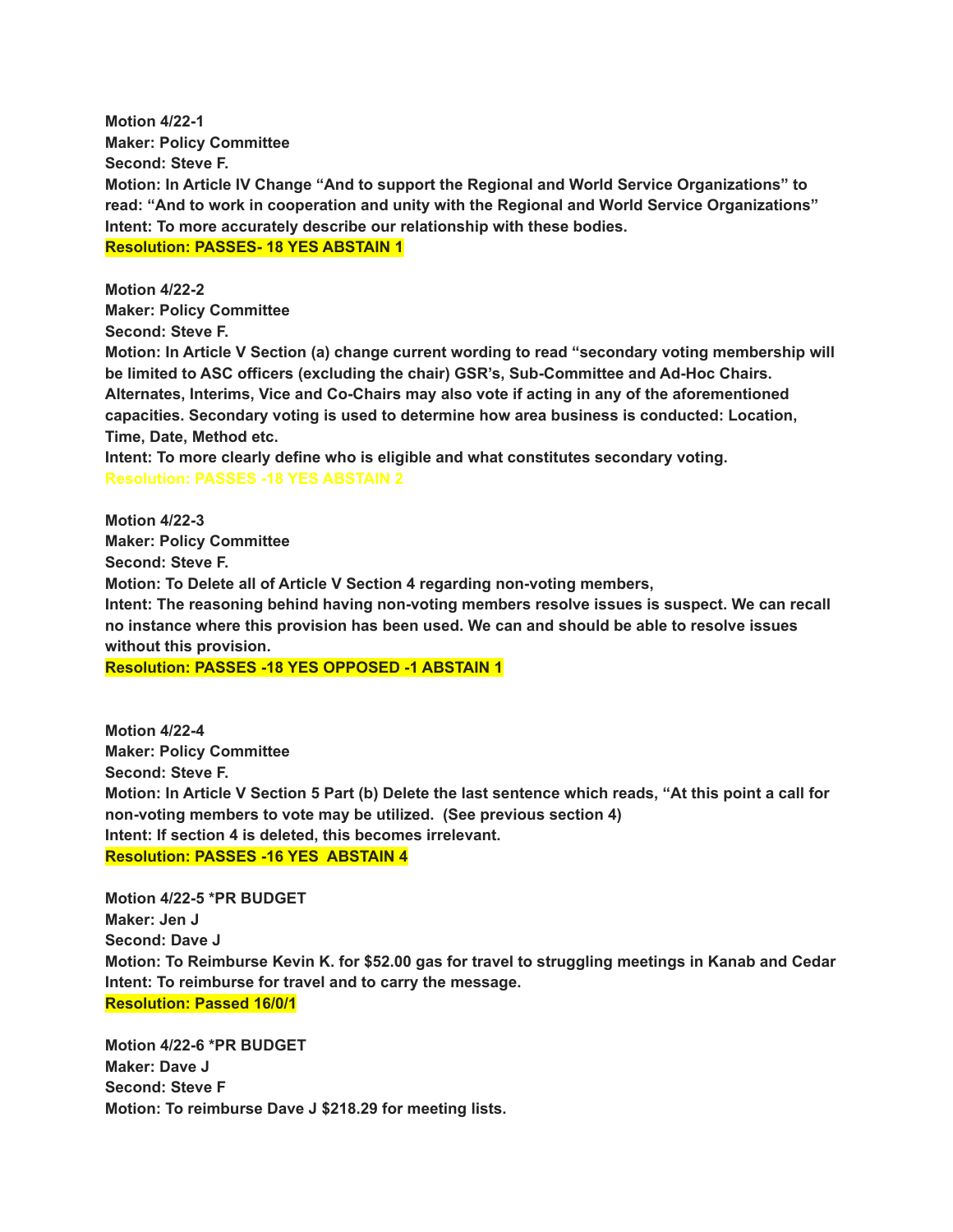**Motion 4/22-1**
**Maker: Policy Committee**
**Second: Steve F.**
**Motion: In Article IV Change "And to support the Regional and World Service Organizations" to read: "And to work in cooperation and unity with the Regional and World Service Organizations"**
**Intent: To more accurately describe our relationship with these bodies.**
**Resolution: PASSES- 18 YES ABSTAIN 1**

**Motion 4/22-2**
**Maker: Policy Committee**
**Second: Steve F.**
**Motion: In Article V Section (a) change current wording to read "secondary voting membership will be limited to ASC officers (excluding the chair) GSR's, Sub-Committee and Ad-Hoc Chairs. Alternates, Interims, Vice and Co-Chairs may also vote if acting in any of the aforementioned capacities. Secondary voting is used to determine how area business is conducted: Location, Time, Date, Method etc.**
**Intent: To more clearly define who is eligible and what constitutes secondary voting.**
**Resolution: PASSES -18 YES ABSTAIN 2**

**Motion 4/22-3**
**Maker: Policy Committee**
**Second: Steve F.**
**Motion: To Delete all of Article V Section 4 regarding non-voting members,**
**Intent: The reasoning behind having non-voting members resolve issues is suspect. We can recall no instance where this provision has been used. We can and should be able to resolve issues without this provision.**
**Resolution: PASSES -18 YES OPPOSED -1 ABSTAIN 1**

**Motion 4/22-4**
**Maker: Policy Committee**
**Second: Steve F.**
**Motion: In Article V Section 5 Part (b) Delete the last sentence which reads, "At this point a call for non-voting members to vote may be utilized. (See previous section 4)**
**Intent: If section 4 is deleted, this becomes irrelevant.**
**Resolution: PASSES -16 YES ABSTAIN 4**

**Motion 4/22-5 *PR BUDGET**
**Maker: Jen J**
**Second: Dave J**
**Motion: To Reimburse Kevin K. for $52.00 gas for travel to struggling meetings in Kanab and Cedar**
**Intent: To reimburse for travel and to carry the message.**
**Resolution: Passed 16/0/1**

**Motion 4/22-6 *PR BUDGET**
**Maker: Dave J**
**Second: Steve F**
**Motion: To reimburse Dave J $218.29 for meeting lists.**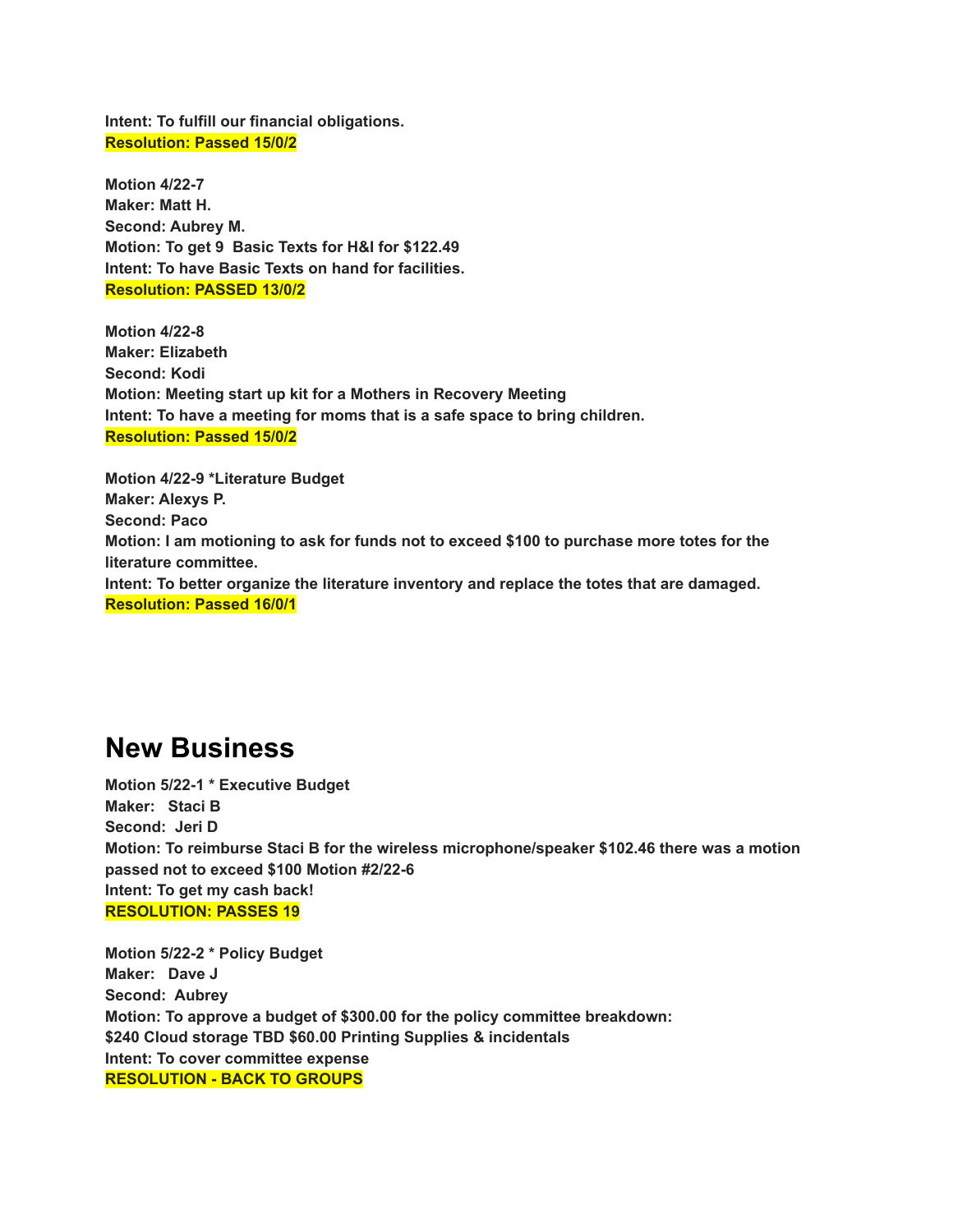**Intent: To fulfill our financial obligations.**
**Resolution: Passed 15/0/2**

**Motion 4/22-7**
**Maker: Matt H.**
**Second: Aubrey M.**
**Motion: To get 9 Basic Texts for H&I for $122.49**
**Intent: To have Basic Texts on hand for facilities.**
**Resolution: PASSED 13/0/2**

**Motion 4/22-8**
**Maker: Elizabeth**
**Second: Kodi**
**Motion: Meeting start up kit for a Mothers in Recovery Meeting**
**Intent: To have a meeting for moms that is a safe space to bring children.**
**Resolution: Passed 15/0/2**

**Motion 4/22-9 *Literature Budget**
**Maker: Alexys P.**
**Second: Paco**
**Motion: I am motioning to ask for funds not to exceed $100 to purchase more totes for the literature committee.**
**Intent: To better organize the literature inventory and replace the totes that are damaged.**
**Resolution: Passed 16/0/1**

# New Business

**Motion 5/22-1 * Executive Budget**
**Maker: Staci B**
**Second: Jeri D**
**Motion: To reimburse Staci B for the wireless microphone/speaker $102.46 there was a motion passed not to exceed $100 Motion #2/22-6**
**Intent: To get my cash back!**
**RESOLUTION: PASSES 19**

**Motion 5/22-2 * Policy Budget**
**Maker: Dave J**
**Second: Aubrey**
**Motion: To approve a budget of $300.00 for the policy committee breakdown: $240 Cloud storage TBD $60.00 Printing Supplies & incidentals**
**Intent: To cover committee expense**
**RESOLUTION - BACK TO GROUPS**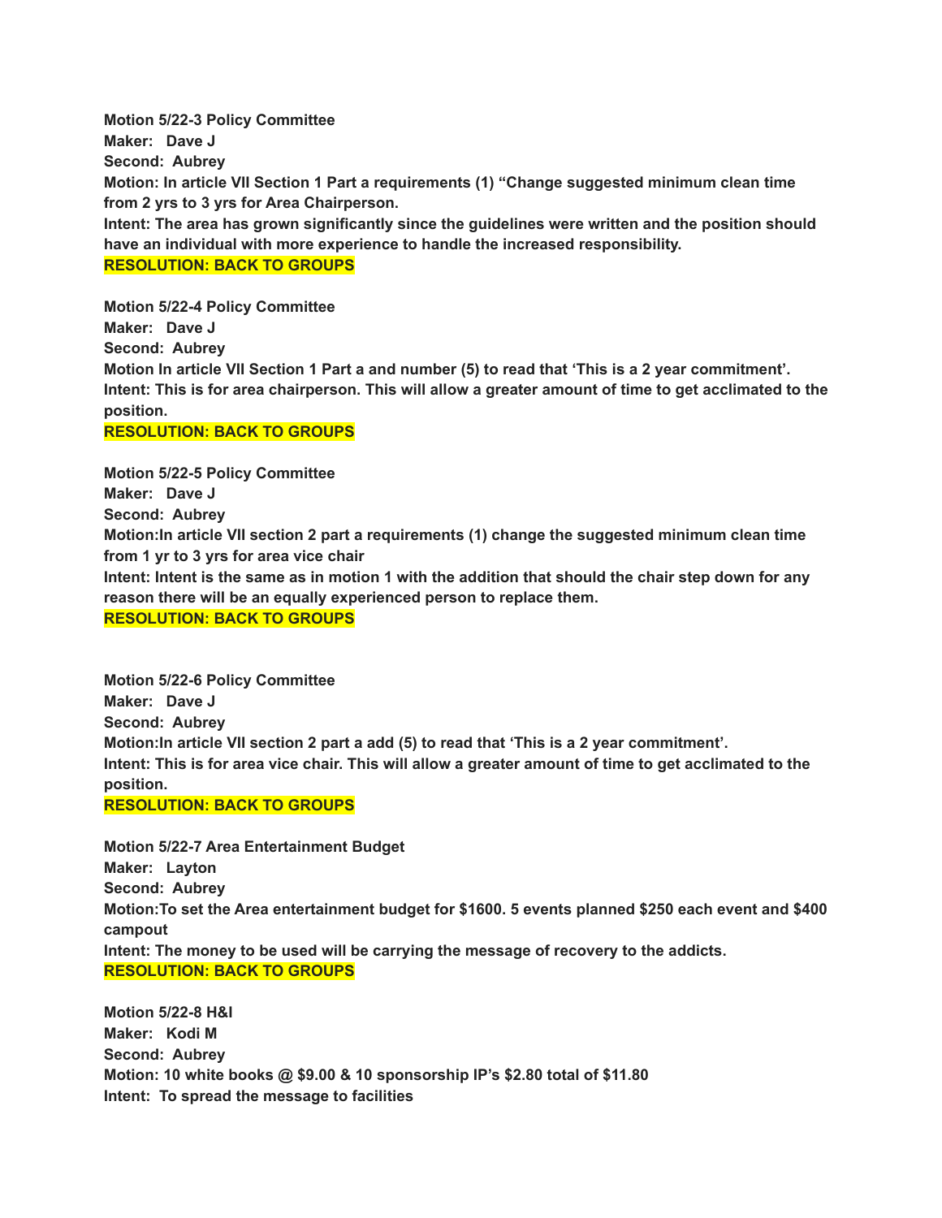**Motion 5/22-3 Policy Committee**
**Maker: Dave J**
**Second: Aubrey**
**Motion: In article VII Section 1 Part a requirements (1) "Change suggested minimum clean time from 2 yrs to 3 yrs for Area Chairperson.**
**Intent: The area has grown significantly since the guidelines were written and the position should have an individual with more experience to handle the increased responsibility.**
**RESOLUTION: BACK TO GROUPS**

**Motion 5/22-4 Policy Committee**
**Maker: Dave J**
**Second: Aubrey**
**Motion In article VII Section 1 Part a and number (5) to read that 'This is a 2 year commitment'.**
**Intent: This is for area chairperson. This will allow a greater amount of time to get acclimated to the position.**
**RESOLUTION: BACK TO GROUPS**

**Motion 5/22-5 Policy Committee**
**Maker: Dave J**
**Second: Aubrey**
**Motion:In article VII section 2 part a requirements (1) change the suggested minimum clean time from 1 yr to 3 yrs for area vice chair**
**Intent: Intent is the same as in motion 1 with the addition that should the chair step down for any reason there will be an equally experienced person to replace them.**
**RESOLUTION: BACK TO GROUPS**

**Motion 5/22-6 Policy Committee**
**Maker: Dave J**
**Second: Aubrey**
**Motion:In article VII section 2 part a add (5) to read that 'This is a 2 year commitment'.**
**Intent: This is for area vice chair. This will allow a greater amount of time to get acclimated to the position.**
**RESOLUTION: BACK TO GROUPS**

**Motion 5/22-7 Area Entertainment Budget**
**Maker: Layton**
**Second: Aubrey**
**Motion:To set the Area entertainment budget for $1600. 5 events planned $250 each event and $400 campout**
**Intent: The money to be used will be carrying the message of recovery to the addicts.**
**RESOLUTION: BACK TO GROUPS**

**Motion 5/22-8 H&I**
**Maker: Kodi M**
**Second: Aubrey**
**Motion: 10 white books @ $9.00 & 10 sponsorship IP's $2.80 total of $11.80**
**Intent: To spread the message to facilities**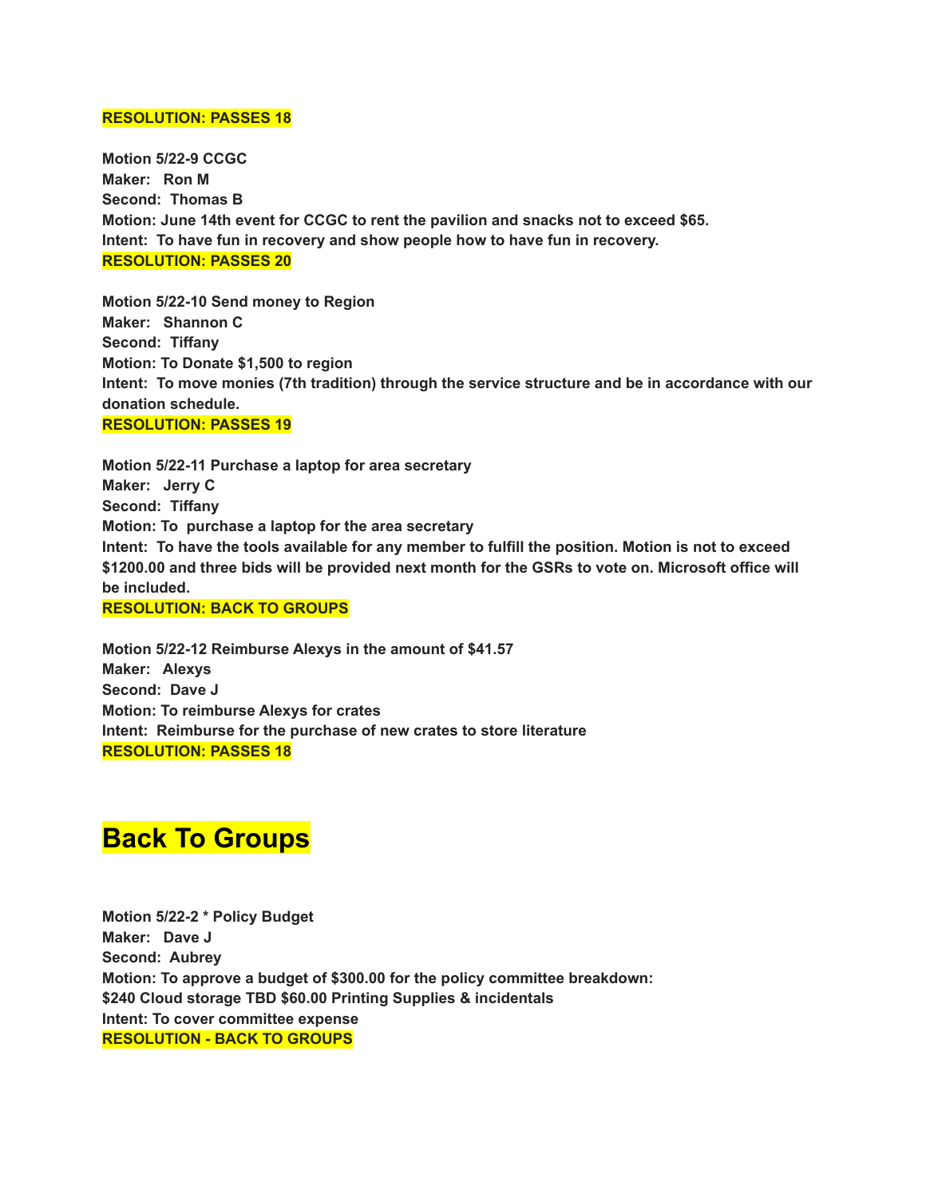**RESOLUTION: PASSES 18**

**Motion 5/22-9 CCGC**
**Maker: Ron M**
**Second: Thomas B**
**Motion: June 14th event for CCGC to rent the pavilion and snacks not to exceed $65.**
**Intent: To have fun in recovery and show people how to have fun in recovery.**
**RESOLUTION: PASSES 20**

**Motion 5/22-10 Send money to Region**
**Maker: Shannon C**
**Second: Tiffany**
**Motion: To Donate $1,500 to region**
**Intent: To move monies (7th tradition) through the service structure and be in accordance with our donation schedule.**
**RESOLUTION: PASSES 19**

**Motion 5/22-11 Purchase a laptop for area secretary**
**Maker: Jerry C**
**Second: Tiffany**
**Motion: To purchase a laptop for the area secretary**
**Intent: To have the tools available for any member to fulfill the position. Motion is not to exceed $1200.00 and three bids will be provided next month for the GSRs to vote on. Microsoft office will be included.**
**RESOLUTION: BACK TO GROUPS**

**Motion 5/22-12 Reimburse Alexys in the amount of $41.57**
**Maker: Alexys**
**Second: Dave J**
**Motion: To reimburse Alexys for crates**
**Intent: Reimburse for the purchase of new crates to store literature**
**RESOLUTION: PASSES 18**

# Back To Groups

**Motion 5/22-2 * Policy Budget**
**Maker: Dave J**
**Second: Aubrey**
**Motion: To approve a budget of $300.00 for the policy committee breakdown:**
**$240 Cloud storage TBD $60.00 Printing Supplies & incidentals**
**Intent: To cover committee expense**
**RESOLUTION - BACK TO GROUPS**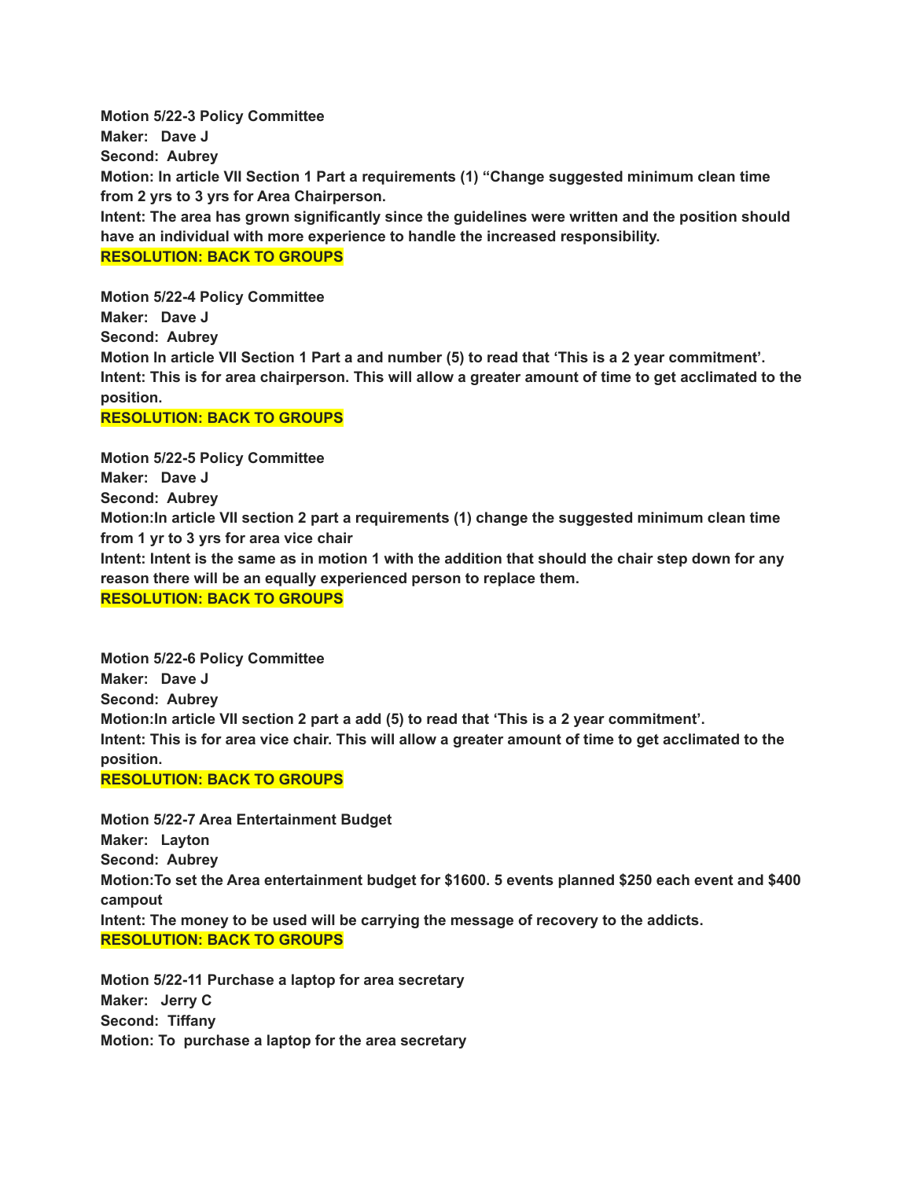**Motion 5/22-3 Policy Committee**
**Maker: Dave J**
**Second: Aubrey**
**Motion: In article VII Section 1 Part a requirements (1) "Change suggested minimum clean time from 2 yrs to 3 yrs for Area Chairperson.**
**Intent: The area has grown significantly since the guidelines were written and the position should have an individual with more experience to handle the increased responsibility.**
**RESOLUTION: BACK TO GROUPS**

**Motion 5/22-4 Policy Committee**
**Maker: Dave J**
**Second: Aubrey**
**Motion In article VII Section 1 Part a and number (5) to read that 'This is a 2 year commitment'.**
**Intent: This is for area chairperson. This will allow a greater amount of time to get acclimated to the position.**
**RESOLUTION: BACK TO GROUPS**

**Motion 5/22-5 Policy Committee**
**Maker: Dave J**
**Second: Aubrey**
**Motion:In article VII section 2 part a requirements (1) change the suggested minimum clean time from 1 yr to 3 yrs for area vice chair**
**Intent: Intent is the same as in motion 1 with the addition that should the chair step down for any reason there will be an equally experienced person to replace them.**
**RESOLUTION: BACK TO GROUPS**

**Motion 5/22-6 Policy Committee**
**Maker: Dave J**
**Second: Aubrey**
**Motion:In article VII section 2 part a add (5) to read that 'This is a 2 year commitment'.**
**Intent: This is for area vice chair. This will allow a greater amount of time to get acclimated to the position.**
**RESOLUTION: BACK TO GROUPS**

**Motion 5/22-7 Area Entertainment Budget**
**Maker: Layton**
**Second: Aubrey**
**Motion:To set the Area entertainment budget for $1600. 5 events planned $250 each event and $400 campout**
**Intent: The money to be used will be carrying the message of recovery to the addicts.**
**RESOLUTION: BACK TO GROUPS**

**Motion 5/22-11 Purchase a laptop for area secretary**
**Maker: Jerry C**
**Second: Tiffany**
**Motion: To purchase a laptop for the area secretary**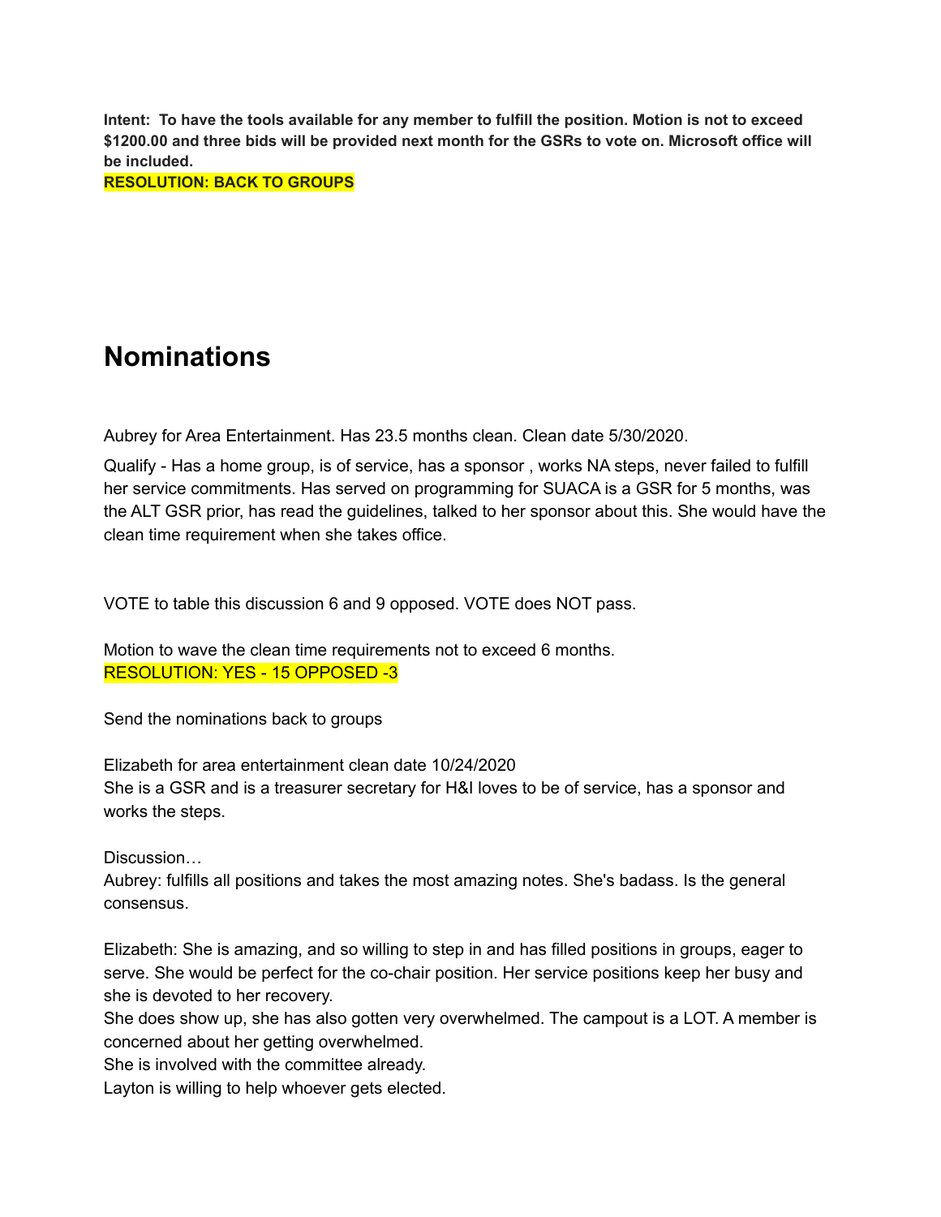**Intent: To have the tools available for any member to fulfill the position. Motion is not to exceed $1200.00 and three bids will be provided next month for the GSRs to vote on. Microsoft office will be included.**

**RESOLUTION: BACK TO GROUPS**

# Nominations

Aubrey for Area Entertainment. Has 23.5 months clean. Clean date 5/30/2020.

Qualify - Has a home group, is of service, has a sponsor , works NA steps, never failed to fulfill her service commitments. Has served on programming for SUACA is a GSR for 5 months, was the ALT GSR prior, has read the guidelines, talked to her sponsor about this. She would have the clean time requirement when she takes office.

VOTE to table this discussion 6 and 9 opposed. VOTE does NOT pass.

Motion to wave the clean time requirements not to exceed 6 months.

RESOLUTION: YES - 15 OPPOSED -3

Send the nominations back to groups

Elizabeth for area entertainment clean date 10/24/2020
She is a GSR and is a treasurer secretary for H&I loves to be of service, has a sponsor and works the steps.

Discussion…
Aubrey: fulfills all positions and takes the most amazing notes. She's badass. Is the general consensus.

Elizabeth: She is amazing, and so willing to step in and has filled positions in groups, eager to serve. She would be perfect for the co-chair position. Her service positions keep her busy and she is devoted to her recovery.
She does show up, she has also gotten very overwhelmed. The campout is a LOT. A member is concerned about her getting overwhelmed.
She is involved with the committee already.
Layton is willing to help whoever gets elected.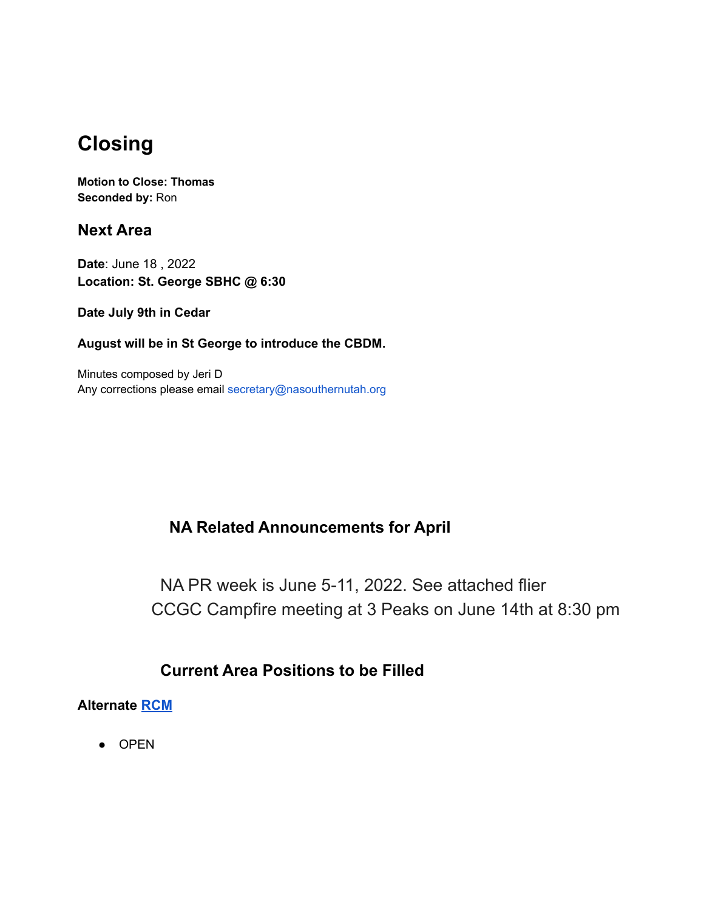# Closing

**Motion to Close: Thomas**
**Seconded by:** Ron

## Next Area

**Date**: June 18 , 2022
**Location: St. George SBHC @ 6:30**

**Date July 9th in Cedar**

**August will be in St George to introduce the CBDM.**

Minutes composed by Jeri D
Any corrections please email secretary@nasouthernutah.org

### NA Related Announcements for April

NA PR week is June 5-11, 2022. See attached flier
CCGC Campfire meeting at 3 Peaks on June 14th at 8:30 pm

### Current Area Positions to be Filled

**Alternate RCM**

- OPEN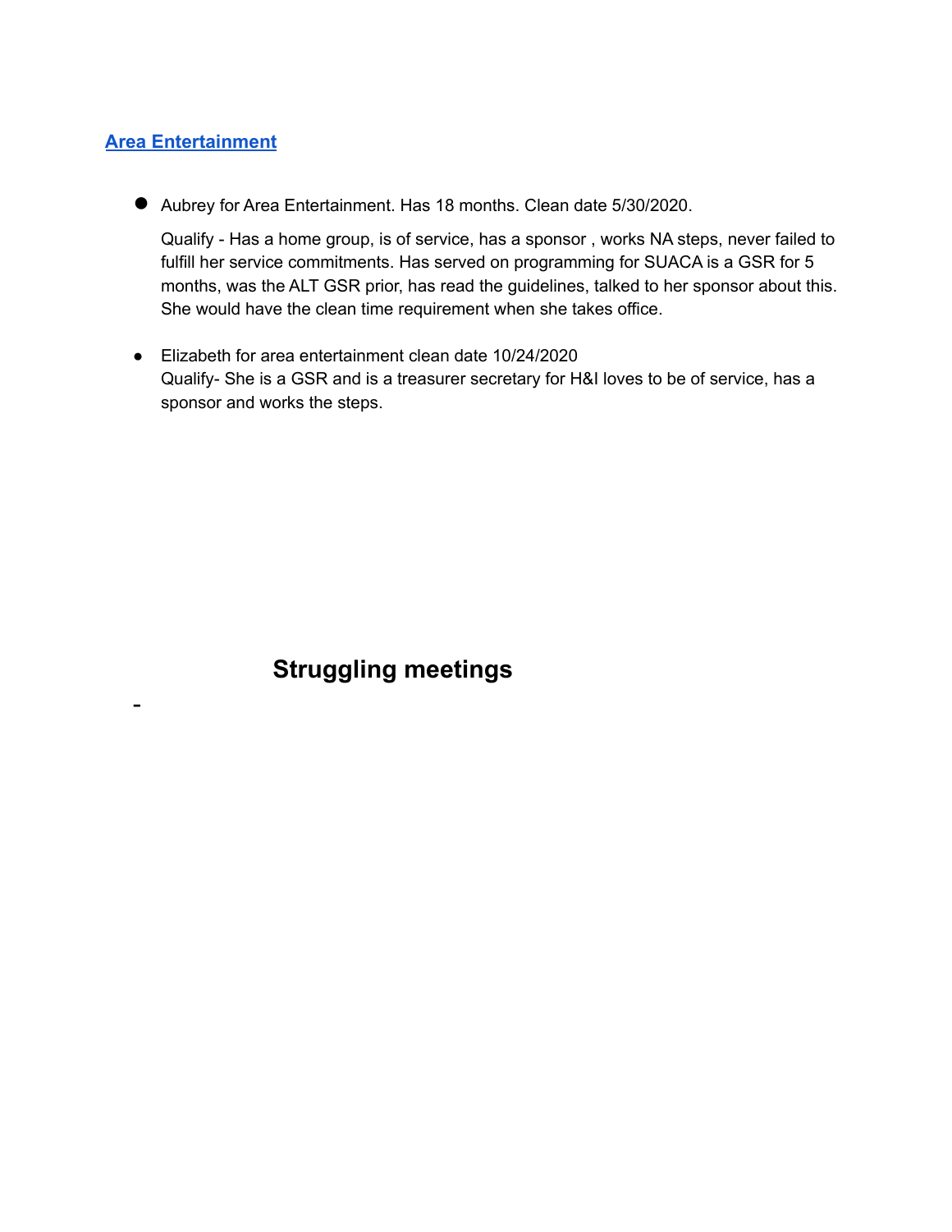## Area Entertainment

- Aubrey for Area Entertainment. Has 18 months. Clean date 5/30/2020.

  Qualify - Has a home group, is of service, has a sponsor , works NA steps, never failed to fulfill her service commitments. Has served on programming for SUACA is a GSR for 5 months, was the ALT GSR prior, has read the guidelines, talked to her sponsor about this. She would have the clean time requirement when she takes office.

- Elizabeth for area entertainment clean date 10/24/2020
  Qualify- She is a GSR and is a treasurer secretary for H&I loves to be of service, has a sponsor and works the steps.

## Struggling meetings

-